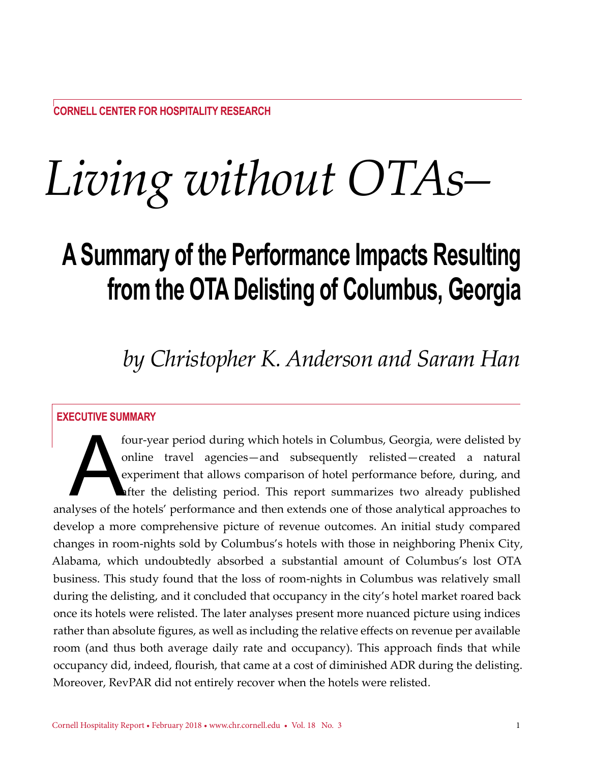CORNELL CENTER FOR HOSPITALITY RESEARCH

# *Living without OTAs–*

## A Summary of the Performance Impacts Resulting from the OTA Delisting of Columbus, Georgia

*by Christopher K. Anderson and Saram Han*

### EXECUTIVE SUMMARY

A four-year period during which hotels in Columbus, Georgia, were delisted by online travel agencies—and subsequently relisted—created a natural experiment that allows comparison of hotel performance before, during, and after the delisting period. This report summarizes two already published analyses of the hotels' performance and then extends one of those analytical approaches to develop a more comprehensive picture of revenue outcomes. An initial study compared changes in room-nights sold by Columbus's hotels with those in neighboring Phenix City, Alabama, which undoubtedly absorbed a substantial amount of Columbus's lost OTA business. This study found that the loss of room-nights in Columbus was relatively small during the delisting, and it concluded that occupancy in the city's hotel market roared back once its hotels were relisted. The later analyses present more nuanced picture using indices rather than absolute figures, as well as including the relative effects on revenue per available room (and thus both average daily rate and occupancy). This approach finds that while occupancy did, indeed, flourish, that came at a cost of diminished ADR during the delisting. Moreover, RevPAR did not entirely recover when the hotels were relisted.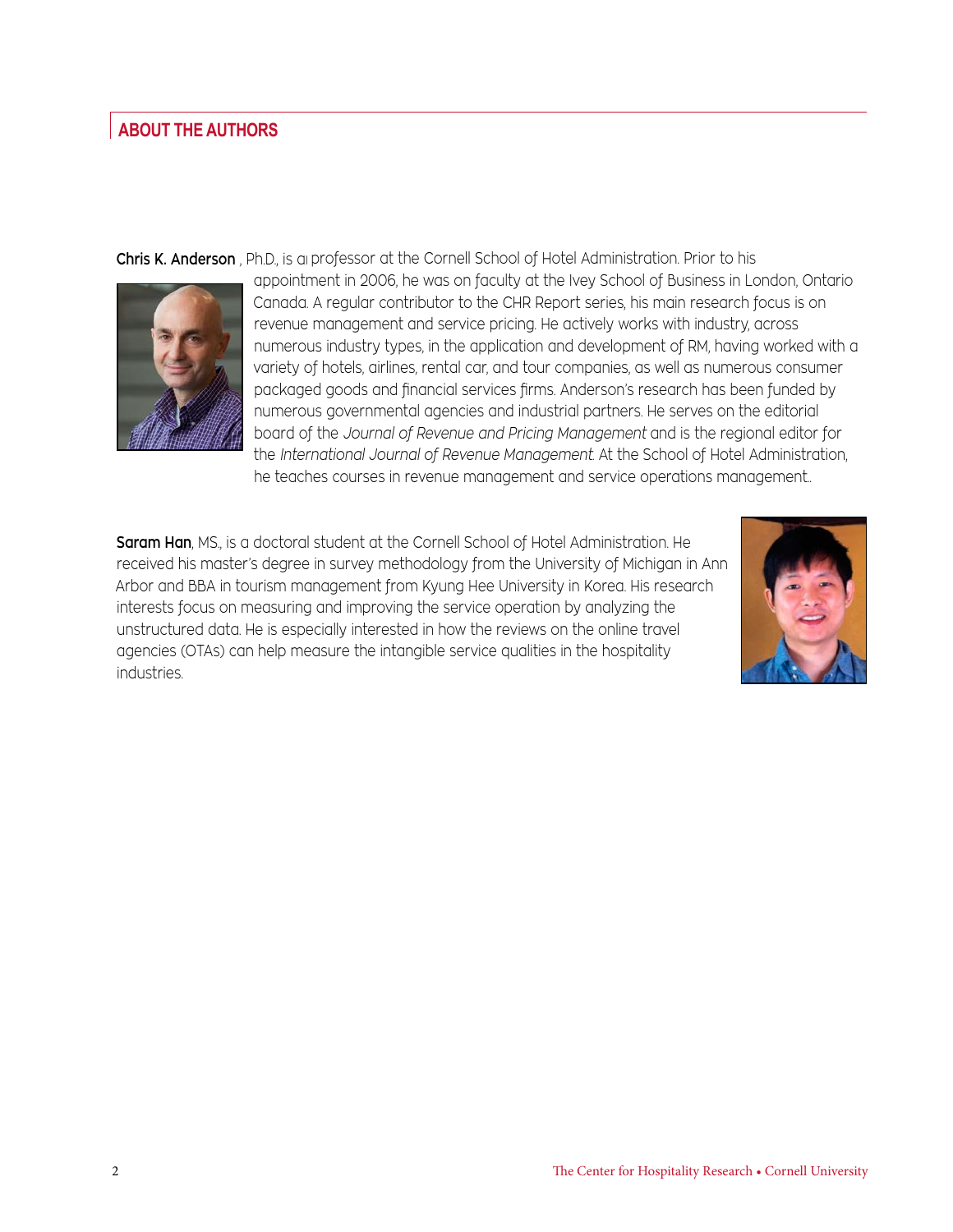## ABOUT THE AUTHORS

**Chris K. Anderson** , Ph.D., is aı professor at the Cornell School of Hotel Administration. Prior to his appointment in 2006, he was on faculty at the Ivey School of Business in London, Ontario Canada. A regular contributor to the CHR Report series, his main research focus is on revenue management and service pricing. He actively works with industry, across numerous industry types, in the application and development of RM, having worked with a variety of hotels, airlines, rental car, and tour companies, as well as numerous consumer packaged goods and financial services firms. Anderson's research has been funded by numerous governmental agencies and industrial partners. He serves on the editorial board of the *Journal of Revenue and Pricing Management* and is the regional editor for the *International Journal of Revenue Management*. At the School of Hotel Administration, he teaches courses in revenue management and service operations management..

**Saram Han**, MS., is a doctoral student at the Cornell School of Hotel Administration. He received his master's degree in survey methodology from the University of Michigan in Ann Arbor and BBA in tourism management from Kyung Hee University in Korea. His research interests focus on measuring and improving the service operation by analyzing the unstructured data. He is especially interested in how the reviews on the online travel agencies (OTAs) can help measure the intangible service qualities in the hospitality industries.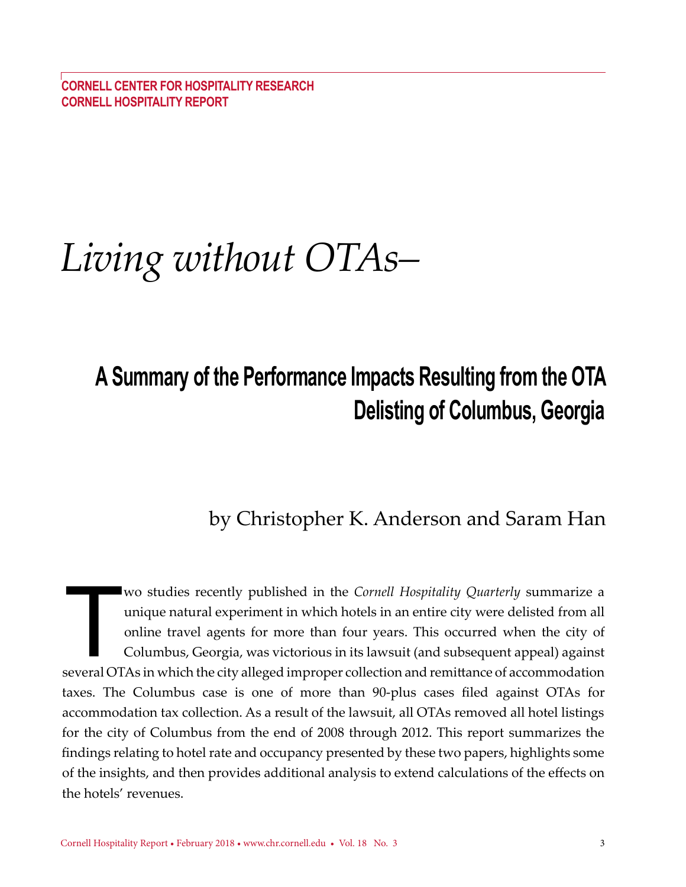CORNELL CENTER FOR HOSPITALITY RESEARCH
CORNELL HOSPITALITY REPORT

# *Living without OTAs–*

## A Summary of the Performance Impacts Resulting from the OTA Delisting of Columbus, Georgia

by Christopher K. Anderson and Saram Han

Two studies recently published in the *Cornell Hospitality Quarterly* summarize a unique natural experiment in which hotels in an entire city were delisted from all online travel agents for more than four years. This occurred when the city of Columbus, Georgia, was victorious in its lawsuit (and subsequent appeal) against several OTAs in which the city alleged improper collection and remittance of accommodation taxes. The Columbus case is one of more than 90-plus cases filed against OTAs for accommodation tax collection. As a result of the lawsuit, all OTAs removed all hotel listings for the city of Columbus from the end of 2008 through 2012. This report summarizes the findings relating to hotel rate and occupancy presented by these two papers, highlights some of the insights, and then provides additional analysis to extend calculations of the effects on the hotels' revenues.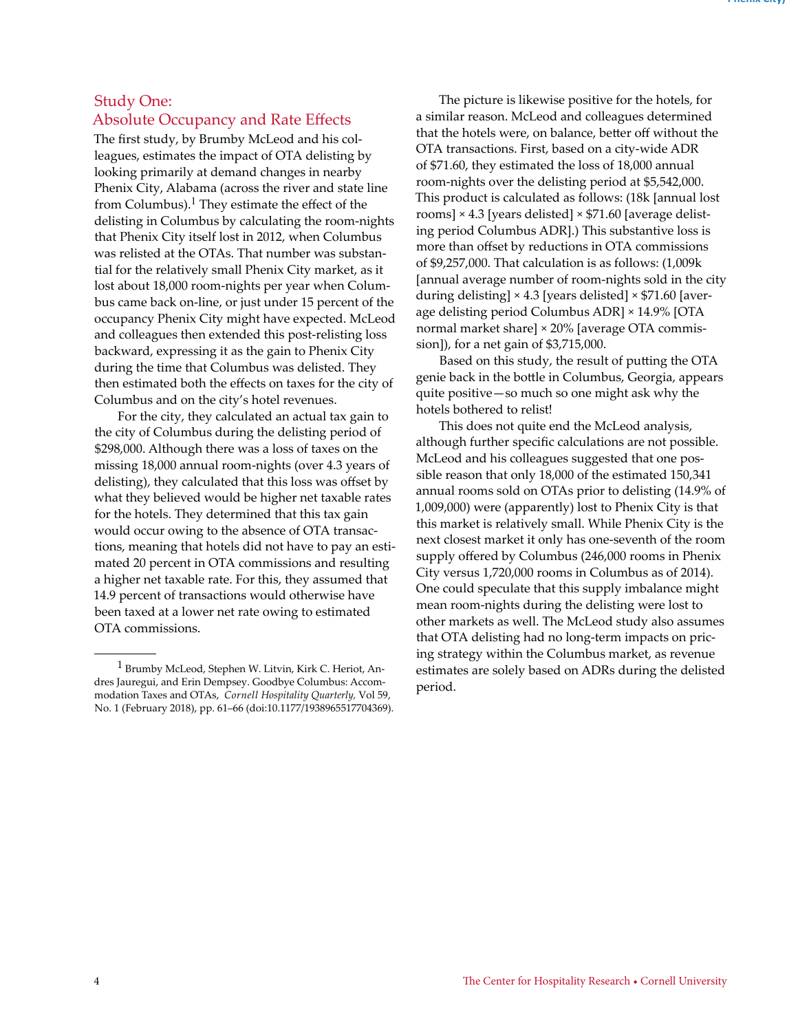## Study One: Absolute Occupancy and Rate Effects

The first study, by Brumby McLeod and his colleagues, estimates the impact of OTA delisting by looking primarily at demand changes in nearby Phenix City, Alabama (across the river and state line from Columbus).[1] They estimate the effect of the delisting in Columbus by calculating the room-nights that Phenix City itself lost in 2012, when Columbus was relisted at the OTAs. That number was substantial for the relatively small Phenix City market, as it lost about 18,000 room-nights per year when Columbus came back on-line, or just under 15 percent of the occupancy Phenix City might have expected. McLeod and colleagues then extended this post-relisting loss backward, expressing it as the gain to Phenix City during the time that Columbus was delisted. They then estimated both the effects on taxes for the city of Columbus and on the city's hotel revenues.

For the city, they calculated an actual tax gain to the city of Columbus during the delisting period of $298,000. Although there was a loss of taxes on the missing 18,000 annual room-nights (over 4.3 years of delisting), they calculated that this loss was offset by what they believed would be higher net taxable rates for the hotels. They determined that this tax gain would occur owing to the absence of OTA transactions, meaning that hotels did not have to pay an estimated 20 percent in OTA commissions and resulting a higher net taxable rate. For this, they assumed that 14.9 percent of transactions would otherwise have been taxed at a lower net rate owing to estimated OTA commissions.

The picture is likewise positive for the hotels, for a similar reason. McLeod and colleagues determined that the hotels were, on balance, better off without the OTA transactions. First, based on a city-wide ADR of $71.60, they estimated the loss of 18,000 annual room-nights over the delisting period at $5,542,000. This product is calculated as follows: (18k [annual lost rooms] × 4.3 [years delisted] × $71.60 [average delisting period Columbus ADR].) This substantive loss is more than offset by reductions in OTA commissions of $9,257,000. That calculation is as follows: (1,009k [annual average number of room-nights sold in the city during delisting] × 4.3 [years delisted] × $71.60 [average delisting period Columbus ADR] × 14.9% [OTA normal market share] × 20% [average OTA commission]), for a net gain of $3,715,000.

Based on this study, the result of putting the OTA genie back in the bottle in Columbus, Georgia, appears quite positive—so much so one might ask why the hotels bothered to relist!

This does not quite end the McLeod analysis, although further specific calculations are not possible. McLeod and his colleagues suggested that one possible reason that only 18,000 of the estimated 150,341 annual rooms sold on OTAs prior to delisting (14.9% of 1,009,000) were (apparently) lost to Phenix City is that this market is relatively small. While Phenix City is the next closest market it only has one-seventh of the room supply offered by Columbus (246,000 rooms in Phenix City versus 1,720,000 rooms in Columbus as of 2014). One could speculate that this supply imbalance might mean room-nights during the delisting were lost to other markets as well. The McLeod study also assumes that OTA delisting had no long-term impacts on pricing strategy within the Columbus market, as revenue estimates are solely based on ADRs during the delisted period.

---

[1] Brumby McLeod, Stephen W. Litvin, Kirk C. Heriot, Andres Jauregui, and Erin Dempsey. Goodbye Columbus: Accommodation Taxes and OTAs, *Cornell Hospitality Quarterly*, Vol 59, No. 1 (February 2018), pp. 61–66 (doi:10.1177/1938965517704369).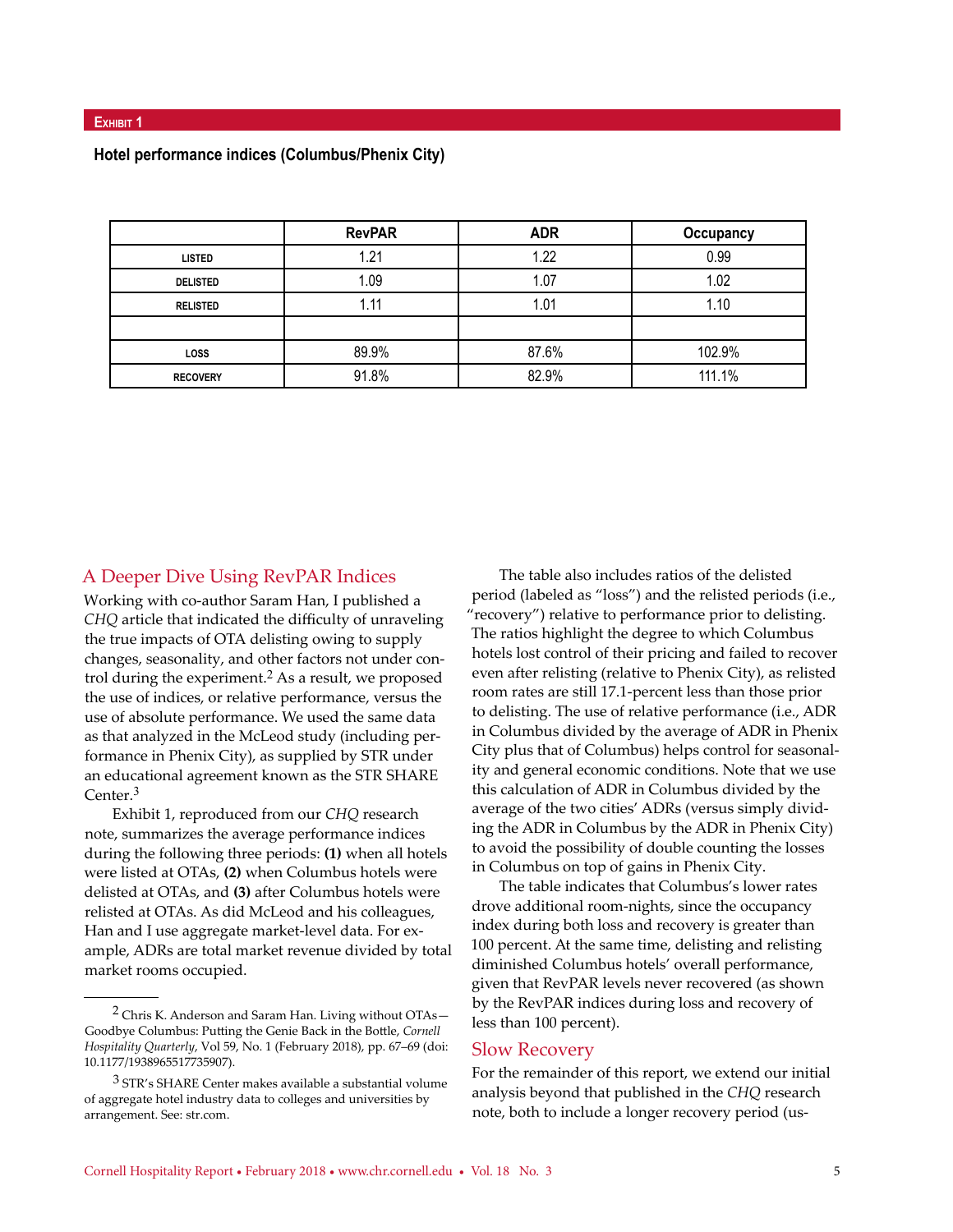**Exhibit 1**

**Hotel performance indices (Columbus/Phenix City)**

| | RevPAR | ADR | Occupancy |
|---|---|---|---|
| LISTED | 1.21 | 1.22 | 0.99 |
| DELISTED | 1.09 | 1.07 | 1.02 |
| RELISTED | 1.11 | 1.01 | 1.10 |
| | | | |
| LOSS | 89.9% | 87.6% | 102.9% |
| RECOVERY | 91.8% | 82.9% | 111.1% |

## A Deeper Dive Using RevPAR Indices

Working with co-author Saram Han, I published a *CHQ* article that indicated the difficulty of unraveling the true impacts of OTA delisting owing to supply changes, seasonality, and other factors not under control during the experiment.[2] As a result, we proposed the use of indices, or relative performance, versus the use of absolute performance. We used the same data as that analyzed in the McLeod study (including performance in Phenix City), as supplied by STR under an educational agreement known as the STR SHARE Center.[3]

Exhibit 1, reproduced from our *CHQ* research note, summarizes the average performance indices during the following three periods: **(1)** when all hotels were listed at OTAs, **(2)** when Columbus hotels were delisted at OTAs, and **(3)** after Columbus hotels were relisted at OTAs. As did McLeod and his colleagues, Han and I use aggregate market-level data. For example, ADRs are total market revenue divided by total market rooms occupied.

The table also includes ratios of the delisted period (labeled as "loss") and the relisted periods (i.e., "recovery") relative to performance prior to delisting. The ratios highlight the degree to which Columbus hotels lost control of their pricing and failed to recover even after relisting (relative to Phenix City), as relisted room rates are still 17.1-percent less than those prior to delisting. The use of relative performance (i.e., ADR in Columbus divided by the average of ADR in Phenix City plus that of Columbus) helps control for seasonality and general economic conditions. Note that we use this calculation of ADR in Columbus divided by the average of the two cities' ADRs (versus simply dividing the ADR in Columbus by the ADR in Phenix City) to avoid the possibility of double counting the losses in Columbus on top of gains in Phenix City.

The table indicates that Columbus's lower rates drove additional room-nights, since the occupancy index during both loss and recovery is greater than 100 percent. At the same time, delisting and relisting diminished Columbus hotels' overall performance, given that RevPAR levels never recovered (as shown by the RevPAR indices during loss and recovery of less than 100 percent).

## Slow Recovery

For the remainder of this report, we extend our initial analysis beyond that published in the *CHQ* research note, both to include a longer recovery period (us-

---

[2] Chris K. Anderson and Saram Han. Living without OTAs—Goodbye Columbus: Putting the Genie Back in the Bottle, *Cornell Hospitality Quarterly*, Vol 59, No. 1 (February 2018), pp. 67–69 (doi: 10.1177/1938965517735907).

[3] STR's SHARE Center makes available a substantial volume of aggregate hotel industry data to colleges and universities by arrangement. See: str.com.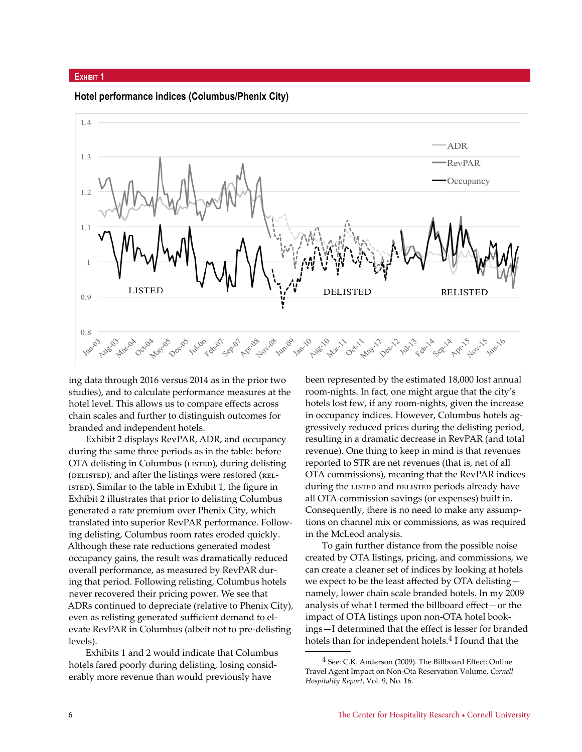**Exhibit 1**

**Hotel performance indices (Columbus/Phenix City)**

ing data through 2016 versus 2014 as in the prior two studies), and to calculate performance measures at the hotel level. This allows us to compare effects across chain scales and further to distinguish outcomes for branded and independent hotels.

Exhibit 2 displays RevPAR, ADR, and occupancy during the same three periods as in the table: before OTA delisting in Columbus (LISTED), during delisting (DELISTED), and after the listings were restored (RELISTED). Similar to the table in Exhibit 1, the figure in Exhibit 2 illustrates that prior to delisting Columbus generated a rate premium over Phenix City, which translated into superior RevPAR performance. Following delisting, Columbus room rates eroded quickly. Although these rate reductions generated modest occupancy gains, the result was dramatically reduced overall performance, as measured by RevPAR during that period. Following relisting, Columbus hotels never recovered their pricing power. We see that ADRs continued to depreciate (relative to Phenix City), even as relisting generated sufficient demand to elevate RevPAR in Columbus (albeit not to pre-delisting levels).

Exhibits 1 and 2 would indicate that Columbus hotels fared poorly during delisting, losing considerably more revenue than would previously have been represented by the estimated 18,000 lost annual room-nights. In fact, one might argue that the city's hotels lost few, if any room-nights, given the increase in occupancy indices. However, Columbus hotels aggressively reduced prices during the delisting period, resulting in a dramatic decrease in RevPAR (and total revenue). One thing to keep in mind is that revenues reported to STR are net revenues (that is, net of all OTA commissions), meaning that the RevPAR indices during the LISTED and DELISTED periods already have all OTA commission savings (or expenses) built in. Consequently, there is no need to make any assumptions on channel mix or commissions, as was required in the McLeod analysis.

To gain further distance from the possible noise created by OTA listings, pricing, and commissions, we can create a cleaner set of indices by looking at hotels we expect to be the least affected by OTA delisting—namely, lower chain scale branded hotels. In my 2009 analysis of what I termed the billboard effect—or the impact of OTA listings upon non-OTA hotel bookings—I determined that the effect is lesser for branded hotels than for independent hotels.[4] I found that the

[4] See: C.K. Anderson (2009). The Billboard Effect: Online Travel Agent Impact on Non-Ota Reservation Volume. *Cornell Hospitality Report*, Vol. 9, No. 16.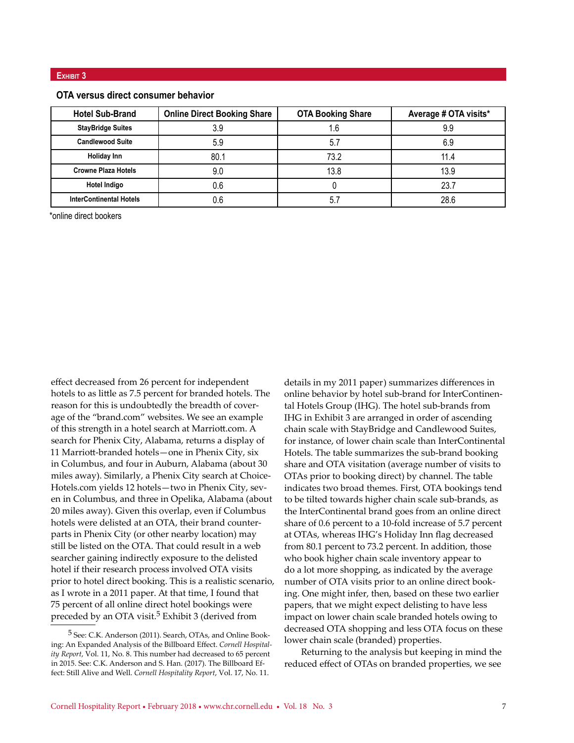**Exhibit 3**

**OTA versus direct consumer behavior**

| Hotel Sub-Brand | Online Direct Booking Share | OTA Booking Share | Average # OTA visits* |
|---|---|---|---|
| StayBridge Suites | 3.9 | 1.6 | 9.9 |
| Candlewood Suite | 5.9 | 5.7 | 6.9 |
| Holiday Inn | 80.1 | 73.2 | 11.4 |
| Crowne Plaza Hotels | 9.0 | 13.8 | 13.9 |
| Hotel Indigo | 0.6 | 0 | 23.7 |
| InterContinental Hotels | 0.6 | 5.7 | 28.6 |

*online direct bookers

effect decreased from 26 percent for independent hotels to as little as 7.5 percent for branded hotels. The reason for this is undoubtedly the breadth of coverage of the "brand.com" websites. We see an example of this strength in a hotel search at Marriott.com. A search for Phenix City, Alabama, returns a display of 11 Marriott-branded hotels—one in Phenix City, six in Columbus, and four in Auburn, Alabama (about 30 miles away). Similarly, a Phenix City search at ChoiceHotels.com yields 12 hotels—two in Phenix City, seven in Columbus, and three in Opelika, Alabama (about 20 miles away). Given this overlap, even if Columbus hotels were delisted at an OTA, their brand counterparts in Phenix City (or other nearby location) may still be listed on the OTA. That could result in a web searcher gaining indirectly exposure to the delisted hotel if their research process involved OTA visits prior to hotel direct booking. This is a realistic scenario, as I wrote in a 2011 paper. At that time, I found that 75 percent of all online direct hotel bookings were preceded by an OTA visit.[5] Exhibit 3 (derived from details in my 2011 paper) summarizes differences in online behavior by hotel sub-brand for InterContinental Hotels Group (IHG). The hotel sub-brands from IHG in Exhibit 3 are arranged in order of ascending chain scale with StayBridge and Candlewood Suites, for instance, of lower chain scale than InterContinental Hotels. The table summarizes the sub-brand booking share and OTA visitation (average number of visits to OTAs prior to booking direct) by channel. The table indicates two broad themes. First, OTA bookings tend to be tilted towards higher chain scale sub-brands, as the InterContinental brand goes from an online direct share of 0.6 percent to a 10-fold increase of 5.7 percent at OTAs, whereas IHG's Holiday Inn flag decreased from 80.1 percent to 73.2 percent. In addition, those who book higher chain scale inventory appear to do a lot more shopping, as indicated by the average number of OTA visits prior to an online direct booking. One might infer, then, based on these two earlier papers, that we might expect delisting to have less impact on lower chain scale branded hotels owing to decreased OTA shopping and less OTA focus on these lower chain scale (branded) properties.

Returning to the analysis but keeping in mind the reduced effect of OTAs on branded properties, we see

[5] See: C.K. Anderson (2011). Search, OTAs, and Online Booking: An Expanded Analysis of the Billboard Effect. *Cornell Hospitality Report*, Vol. 11, No. 8. This number had decreased to 65 percent in 2015. See: C.K. Anderson and S. Han. (2017). The Billboard Effect: Still Alive and Well. *Cornell Hospitality Report*, Vol. 17, No. 11.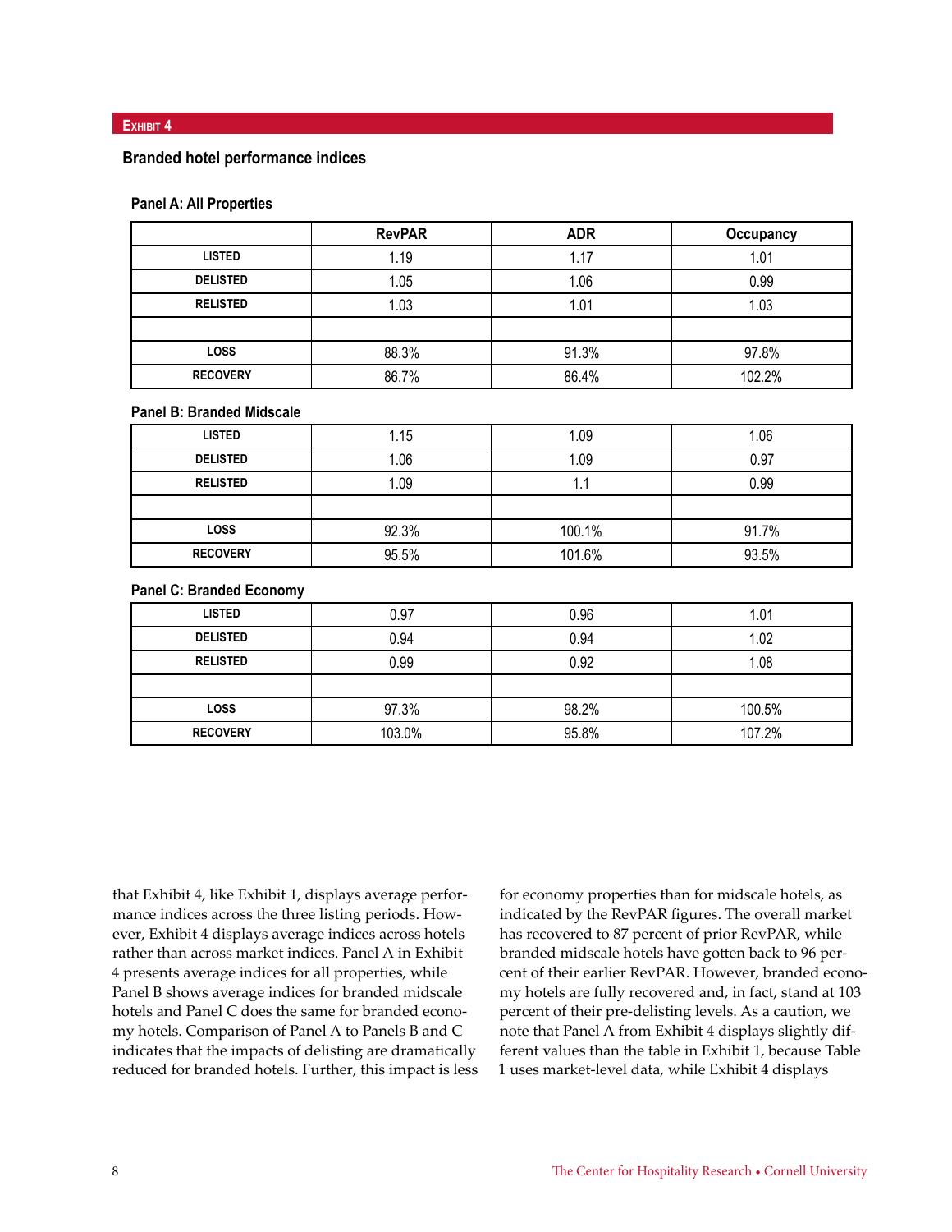**Exhibit 4**

### Branded hotel performance indices

#### Panel A: All Properties

| | RevPAR | ADR | Occupancy |
|---|---|---|---|
| LISTED | 1.19 | 1.17 | 1.01 |
| DELISTED | 1.05 | 1.06 | 0.99 |
| RELISTED | 1.03 | 1.01 | 1.03 |
| | | | |
| LOSS | 88.3% | 91.3% | 97.8% |
| RECOVERY | 86.7% | 86.4% | 102.2% |

#### Panel B: Branded Midscale

| | RevPAR | ADR | Occupancy |
|---|---|---|---|
| LISTED | 1.15 | 1.09 | 1.06 |
| DELISTED | 1.06 | 1.09 | 0.97 |
| RELISTED | 1.09 | 1.1 | 0.99 |
| | | | |
| LOSS | 92.3% | 100.1% | 91.7% |
| RECOVERY | 95.5% | 101.6% | 93.5% |

#### Panel C: Branded Economy

| | RevPAR | ADR | Occupancy |
|---|---|---|---|
| LISTED | 0.97 | 0.96 | 1.01 |
| DELISTED | 0.94 | 0.94 | 1.02 |
| RELISTED | 0.99 | 0.92 | 1.08 |
| | | | |
| LOSS | 97.3% | 98.2% | 100.5% |
| RECOVERY | 103.0% | 95.8% | 107.2% |

that Exhibit 4, like Exhibit 1, displays average performance indices across the three listing periods. However, Exhibit 4 displays average indices across hotels rather than across market indices. Panel A in Exhibit 4 presents average indices for all properties, while Panel B shows average indices for branded midscale hotels and Panel C does the same for branded economy hotels. Comparison of Panel A to Panels B and C indicates that the impacts of delisting are dramatically reduced for branded hotels. Further, this impact is less for economy properties than for midscale hotels, as indicated by the RevPAR figures. The overall market has recovered to 87 percent of prior RevPAR, while branded midscale hotels have gotten back to 96 percent of their earlier RevPAR. However, branded economy hotels are fully recovered and, in fact, stand at 103 percent of their pre-delisting levels. As a caution, we note that Panel A from Exhibit 4 displays slightly different values than the table in Exhibit 1, because Table 1 uses market-level data, while Exhibit 4 displays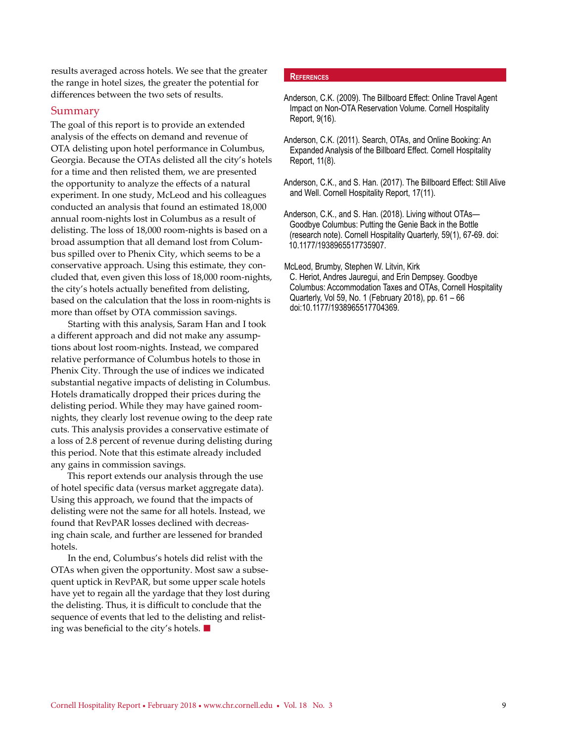results averaged across hotels. We see that the greater the range in hotel sizes, the greater the potential for differences between the two sets of results.

## Summary

The goal of this report is to provide an extended analysis of the effects on demand and revenue of OTA delisting upon hotel performance in Columbus, Georgia. Because the OTAs delisted all the city's hotels for a time and then relisted them, we are presented the opportunity to analyze the effects of a natural experiment. In one study, McLeod and his colleagues conducted an analysis that found an estimated 18,000 annual room-nights lost in Columbus as a result of delisting. The loss of 18,000 room-nights is based on a broad assumption that all demand lost from Columbus spilled over to Phenix City, which seems to be a conservative approach. Using this estimate, they concluded that, even given this loss of 18,000 room-nights, the city's hotels actually benefited from delisting, based on the calculation that the loss in room-nights is more than offset by OTA commission savings.

Starting with this analysis, Saram Han and I took a different approach and did not make any assumptions about lost room-nights. Instead, we compared relative performance of Columbus hotels to those in Phenix City. Through the use of indices we indicated substantial negative impacts of delisting in Columbus. Hotels dramatically dropped their prices during the delisting period. While they may have gained room-nights, they clearly lost revenue owing to the deep rate cuts. This analysis provides a conservative estimate of a loss of 2.8 percent of revenue during delisting during this period. Note that this estimate already included any gains in commission savings.

This report extends our analysis through the use of hotel specific data (versus market aggregate data). Using this approach, we found that the impacts of delisting were not the same for all hotels. Instead, we found that RevPAR losses declined with decreasing chain scale, and further are lessened for branded hotels.

In the end, Columbus's hotels did relist with the OTAs when given the opportunity. Most saw a subsequent uptick in RevPAR, but some upper scale hotels have yet to regain all the yardage that they lost during the delisting. Thus, it is difficult to conclude that the sequence of events that led to the delisting and relisting was beneficial to the city's hotels. ■

## References

Anderson, C.K. (2009). The Billboard Effect: Online Travel Agent Impact on Non-OTA Reservation Volume. Cornell Hospitality Report, 9(16).

Anderson, C.K. (2011). Search, OTAs, and Online Booking: An Expanded Analysis of the Billboard Effect. Cornell Hospitality Report, 11(8).

Anderson, C.K., and S. Han. (2017). The Billboard Effect: Still Alive and Well. Cornell Hospitality Report, 17(11).

Anderson, C.K., and S. Han. (2018). Living without OTAs—Goodbye Columbus: Putting the Genie Back in the Bottle (research note). Cornell Hospitality Quarterly, 59(1), 67-69. doi: 10.1177/1938965517735907.

McLeod, Brumby, Stephen W. Litvin, Kirk C. Heriot, Andres Jauregui, and Erin Dempsey. Goodbye Columbus: Accommodation Taxes and OTAs, Cornell Hospitality Quarterly, Vol 59, No. 1 (February 2018), pp. 61 – 66 doi:10.1177/1938965517704369.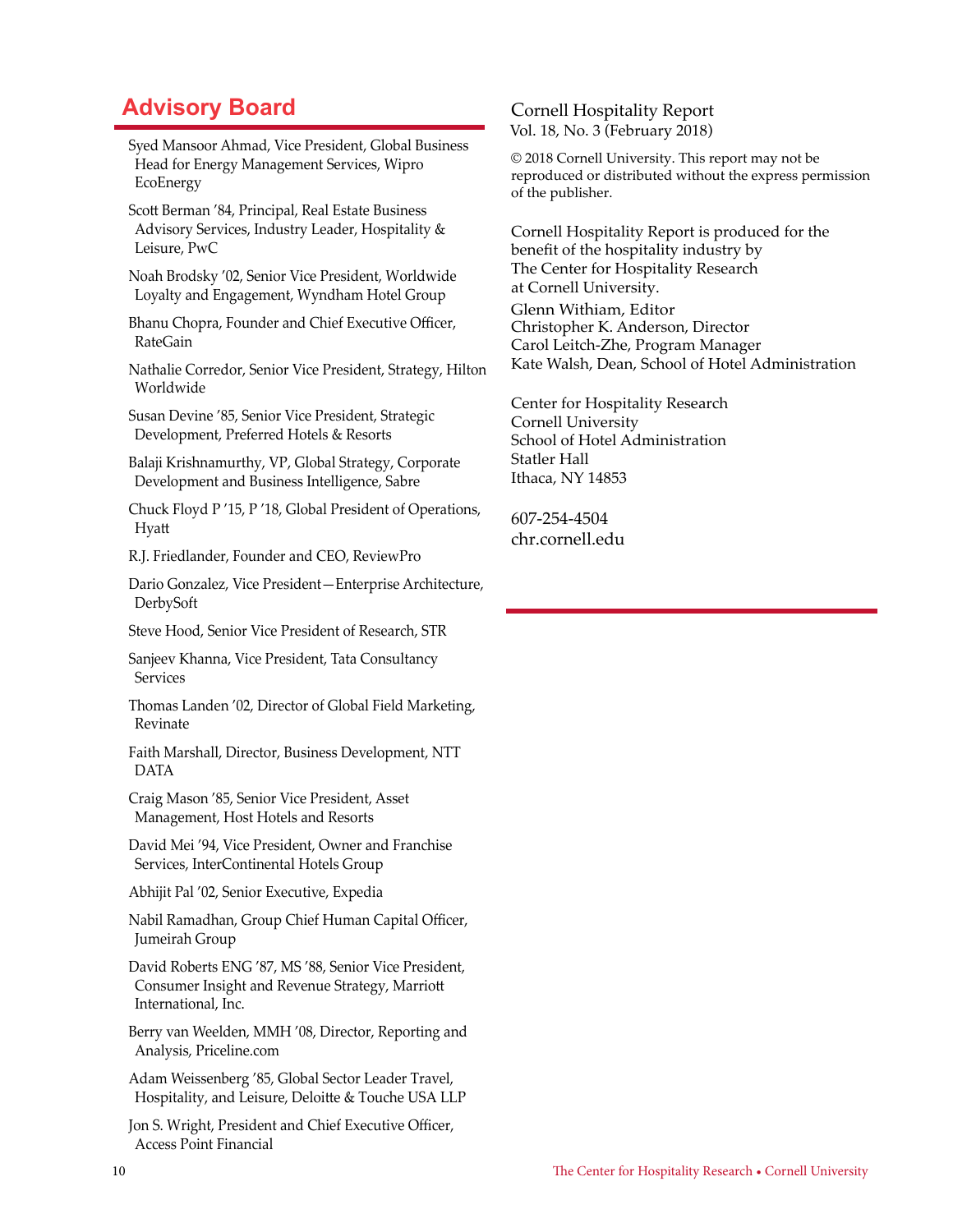## Advisory Board

Syed Mansoor Ahmad, Vice President, Global Business Head for Energy Management Services, Wipro EcoEnergy

Scott Berman '84, Principal, Real Estate Business Advisory Services, Industry Leader, Hospitality & Leisure, PwC

Noah Brodsky '02, Senior Vice President, Worldwide Loyalty and Engagement, Wyndham Hotel Group

Bhanu Chopra, Founder and Chief Executive Officer, RateGain

Nathalie Corredor, Senior Vice President, Strategy, Hilton Worldwide

Susan Devine '85, Senior Vice President, Strategic Development, Preferred Hotels & Resorts

Balaji Krishnamurthy, VP, Global Strategy, Corporate Development and Business Intelligence, Sabre

Chuck Floyd P '15, P '18, Global President of Operations, Hyatt

R.J. Friedlander, Founder and CEO, ReviewPro

Dario Gonzalez, Vice President—Enterprise Architecture, DerbySoft

Steve Hood, Senior Vice President of Research, STR

Sanjeev Khanna, Vice President, Tata Consultancy Services

Thomas Landen '02, Director of Global Field Marketing, Revinate

Faith Marshall, Director, Business Development, NTT DATA

Craig Mason '85, Senior Vice President, Asset Management, Host Hotels and Resorts

David Mei '94, Vice President, Owner and Franchise Services, InterContinental Hotels Group

Abhijit Pal '02, Senior Executive, Expedia

Nabil Ramadhan, Group Chief Human Capital Officer, Jumeirah Group

David Roberts ENG '87, MS '88, Senior Vice President, Consumer Insight and Revenue Strategy, Marriott International, Inc.

Berry van Weelden, MMH '08, Director, Reporting and Analysis, Priceline.com

Adam Weissenberg '85, Global Sector Leader Travel, Hospitality, and Leisure, Deloitte & Touche USA LLP

Jon S. Wright, President and Chief Executive Officer, Access Point Financial

Cornell Hospitality Report
Vol. 18, No. 3 (February 2018)

© 2018 Cornell University. This report may not be reproduced or distributed without the express permission of the publisher.

Cornell Hospitality Report is produced for the benefit of the hospitality industry by The Center for Hospitality Research at Cornell University.

Glenn Withiam, Editor
Christopher K. Anderson, Director
Carol Leitch-Zhe, Program Manager
Kate Walsh, Dean, School of Hotel Administration

Center for Hospitality Research
Cornell University
School of Hotel Administration
Statler Hall
Ithaca, NY 14853

607-254-4504
chr.cornell.edu